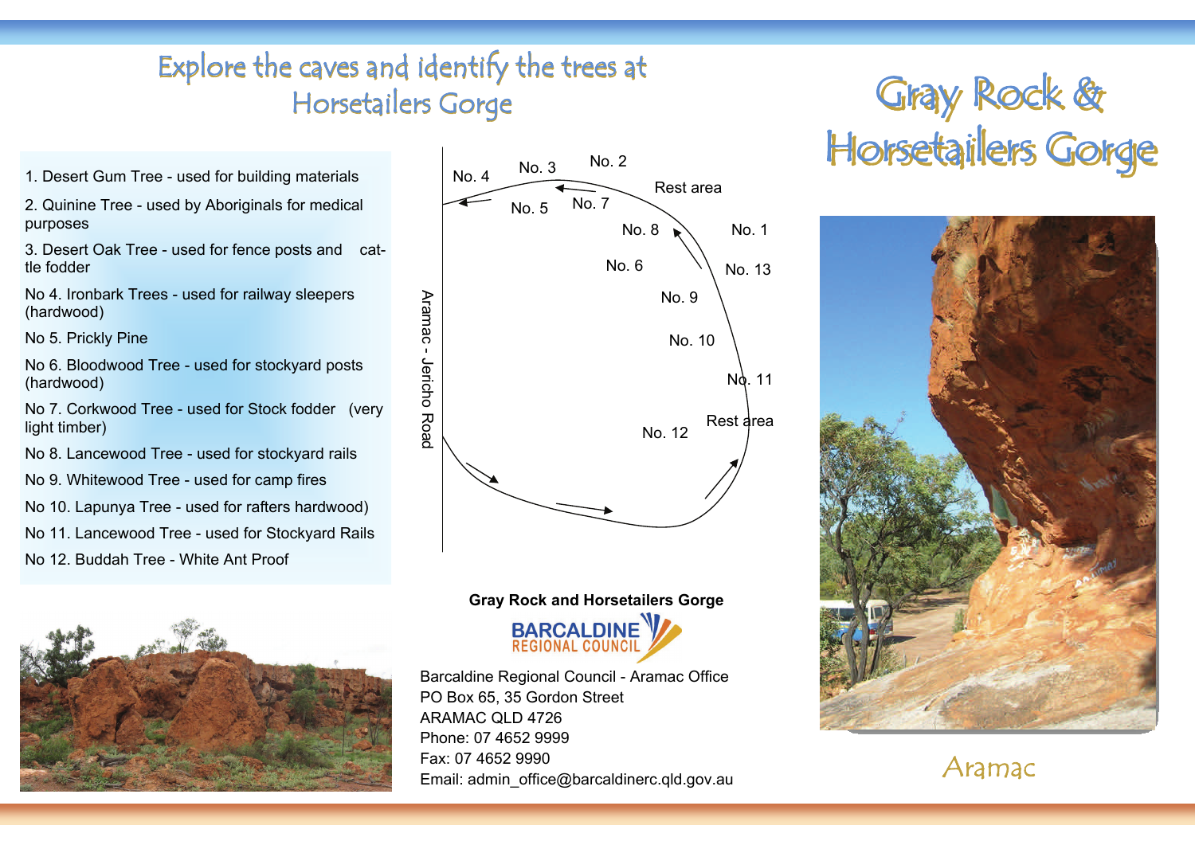# Gray Rock & Horsetailers Gorge

## Aramac

## Explore the caves and identify the trees at Horsetailers Gorge

1. Desert Gum Tree - used for building materials
2. Quinine Tree - used by Aboriginals for medical purposes
3. Desert Oak Tree - used for fence posts and cattle fodder

No 4. Ironbark Trees - used for railway sleepers (hardwood)

No 5. Prickly Pine

No 6. Bloodwood Tree - used for stockyard posts (hardwood)

No 7. Corkwood Tree - used for Stock fodder (very light timber)

No 8. Lancewood Tree - used for stockyard rails

No 9. Whitewood Tree - used for camp fires

No 10. Lapunya Tree - used for rafters hardwood)

No 11. Lancewood Tree - used for Stockyard Rails

No 12. Buddah Tree - White Ant Proof

Aramac - Jericho Road

No. 4, No. 3, No. 2, No. 5, No. 7, Rest area, No. 8, No. 1, No. 6, No. 13, No. 9, No. 10, No. 11, Rest area, No. 12

**Gray Rock and Horsetailers Gorge**

BARCALDINE REGIONAL COUNCIL

Barcaldine Regional Council - Aramac Office
PO Box 65, 35 Gordon Street
ARAMAC QLD 4726
Phone: 07 4652 9999
Fax: 07 4652 9990
Email: admin_office@barcaldinerc.qld.gov.au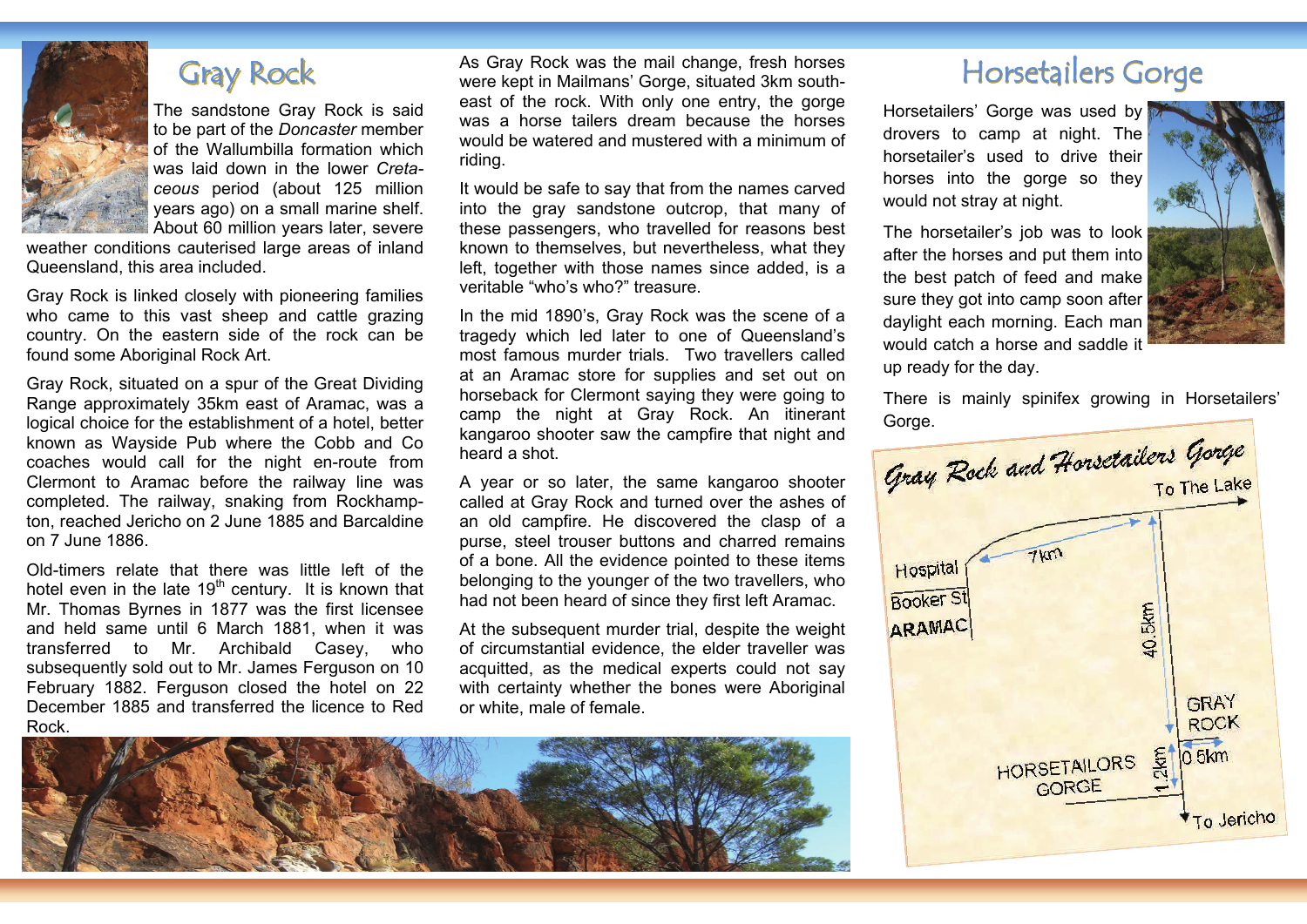# Gray Rock

The sandstone Gray Rock is said to be part of the *Doncaster* member of the Wallumbilla formation which was laid down in the lower *Cretaceous* period (about 125 million years ago) on a small marine shelf. About 60 million years later, severe weather conditions cauterised large areas of inland Queensland, this area included.

Gray Rock is linked closely with pioneering families who came to this vast sheep and cattle grazing country. On the eastern side of the rock can be found some Aboriginal Rock Art.

Gray Rock, situated on a spur of the Great Dividing Range approximately 35km east of Aramac, was a logical choice for the establishment of a hotel, better known as Wayside Pub where the Cobb and Co coaches would call for the night en-route from Clermont to Aramac before the railway line was completed. The railway, snaking from Rockhampton, reached Jericho on 2 June 1885 and Barcaldine on 7 June 1886.

Old-timers relate that there was little left of the hotel even in the late 19th century. It is known that Mr. Thomas Byrnes in 1877 was the first licensee and held same until 6 March 1881, when it was transferred to Mr. Archibald Casey, who subsequently sold out to Mr. James Ferguson on 10 February 1882. Ferguson closed the hotel on 22 December 1885 and transferred the licence to Red Rock.

As Gray Rock was the mail change, fresh horses were kept in Mailmans' Gorge, situated 3km south-east of the rock. With only one entry, the gorge was a horse tailers dream because the horses would be watered and mustered with a minimum of riding.

It would be safe to say that from the names carved into the gray sandstone outcrop, that many of these passengers, who travelled for reasons best known to themselves, but nevertheless, what they left, together with those names since added, is a veritable "who's who?" treasure.

In the mid 1890's, Gray Rock was the scene of a tragedy which led later to one of Queensland's most famous murder trials. Two travellers called at an Aramac store for supplies and set out on horseback for Clermont saying they were going to camp the night at Gray Rock. An itinerant kangaroo shooter saw the campfire that night and heard a shot.

A year or so later, the same kangaroo shooter called at Gray Rock and turned over the ashes of an old campfire. He discovered the clasp of a purse, steel trouser buttons and charred remains of a bone. All the evidence pointed to these items belonging to the younger of the two travellers, who had not been heard of since they first left Aramac.

At the subsequent murder trial, despite the weight of circumstantial evidence, the elder traveller was acquitted, as the medical experts could not say with certainty whether the bones were Aboriginal or white, male of female.

# Horsetailers Gorge

Horsetailers' Gorge was used by drovers to camp at night. The horsetailer's used to drive their horses into the gorge so they would not stray at night.

The horsetailer's job was to look after the horses and put them into the best patch of feed and make sure they got into camp soon after daylight each morning. Each man would catch a horse and saddle it up ready for the day.

There is mainly spinifex growing in Horsetailers' Gorge.

Gray Rock and Horsetailers Gorge

To The Lake

Hospital

Booker St

ARAMAC

7km

40.5km

GRAY ROCK

0.5km

1.2km

HORSETAILORS GORGE

To Jericho